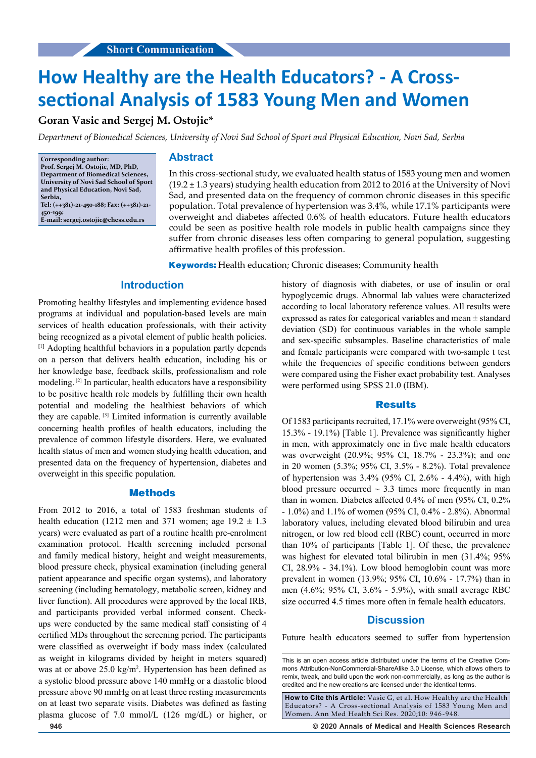Short Communication

# How Healthy are the Health Educators? - A Cross-sectional Analysis of 1583 Young Men and Women

**Goran Vasic and Sergej M. Ostojic***

*Department of Biomedical Sciences, University of Novi Sad School of Sport and Physical Education, Novi Sad, Serbia*

**Corresponding author:**
**Prof. Sergej M. Ostojic, MD, PhD, Department of Biomedical Sciences, University of Novi Sad School of Sport and Physical Education, Novi Sad, Serbia,**
**Tel: (++381)-21-450-188; Fax: (++381)-21-450-199;**
**E-mail: sergej.ostojic@chess.edu.rs**

## Abstract

In this cross-sectional study, we evaluated health status of 1583 young men and women (19.2 ± 1.3 years) studying health education from 2012 to 2016 at the University of Novi Sad, and presented data on the frequency of common chronic diseases in this specific population. Total prevalence of hypertension was 3.4%, while 17.1% participants were overweight and diabetes affected 0.6% of health educators. Future health educators could be seen as positive health role models in public health campaigns since they suffer from chronic diseases less often comparing to general population, suggesting affirmative health profiles of this profession.

**Keywords:** Health education; Chronic diseases; Community health

## Introduction

Promoting healthy lifestyles and implementing evidence based programs at individual and population-based levels are main services of health education professionals, with their activity being recognized as a pivotal element of public health policies. [1] Adopting healthful behaviors in a population partly depends on a person that delivers health education, including his or her knowledge base, feedback skills, professionalism and role modeling. [2] In particular, health educators have a responsibility to be positive health role models by fulfilling their own health potential and modeling the healthiest behaviors of which they are capable. [3] Limited information is currently available concerning health profiles of health educators, including the prevalence of common lifestyle disorders. Here, we evaluated health status of men and women studying health education, and presented data on the frequency of hypertension, diabetes and overweight in this specific population.

## Methods

From 2012 to 2016, a total of 1583 freshman students of health education (1212 men and 371 women; age 19.2 ± 1.3 years) were evaluated as part of a routine health pre-enrolment examination protocol. Health screening included personal and family medical history, height and weight measurements, blood pressure check, physical examination (including general patient appearance and specific organ systems), and laboratory screening (including hematology, metabolic screen, kidney and liver function). All procedures were approved by the local IRB, and participants provided verbal informed consent. Check-ups were conducted by the same medical staff consisting of 4 certified MDs throughout the screening period. The participants were classified as overweight if body mass index (calculated as weight in kilograms divided by height in meters squared) was at or above 25.0 kg/m$^2$. Hypertension has been defined as a systolic blood pressure above 140 mmHg or a diastolic blood pressure above 90 mmHg on at least three resting measurements on at least two separate visits. Diabetes was defined as fasting plasma glucose of 7.0 mmol/L (126 mg/dL) or higher, or history of diagnosis with diabetes, or use of insulin or oral hypoglycemic drugs. Abnormal lab values were characterized according to local laboratory reference values. All results were expressed as rates for categorical variables and mean ± standard deviation (SD) for continuous variables in the whole sample and sex-specific subsamples. Baseline characteristics of male and female participants were compared with two-sample t test while the frequencies of specific conditions between genders were compared using the Fisher exact probability test. Analyses were performed using SPSS 21.0 (IBM).

## Results

Of 1583 participants recruited, 17.1% were overweight (95% CI, 15.3% - 19.1%) [Table 1]. Prevalence was significantly higher in men, with approximately one in five male health educators was overweight (20.9%; 95% CI, 18.7% - 23.3%); and one in 20 women (5.3%; 95% CI, 3.5% - 8.2%). Total prevalence of hypertension was 3.4% (95% CI, 2.6% - 4.4%), with high blood pressure occurred ~ 3.3 times more frequently in man than in women. Diabetes affected 0.4% of men (95% CI, 0.2% - 1.0%) and 1.1% of women (95% CI, 0.4% - 2.8%). Abnormal laboratory values, including elevated blood bilirubin and urea nitrogen, or low red blood cell (RBC) count, occurred in more than 10% of participants [Table 1]. Of these, the prevalence was highest for elevated total bilirubin in men (31.4%; 95% CI, 28.9% - 34.1%). Low blood hemoglobin count was more prevalent in women (13.9%; 95% CI, 10.6% - 17.7%) than in men (4.6%; 95% CI, 3.6% - 5.9%), with small average RBC size occurred 4.5 times more often in female health educators.

## Discussion

Future health educators seemed to suffer from hypertension

This is an open access article distributed under the terms of the Creative Commons Attribution-NonCommercial-ShareAlike 3.0 License, which allows others to remix, tweak, and build upon the work non-commercially, as long as the author is credited and the new creations are licensed under the identical terms.

**How to Cite this Article:** Vasic G, et al. How Healthy are the Health Educators? - A Cross-sectional Analysis of 1583 Young Men and Women. Ann Med Health Sci Res. 2020;10: 946-948.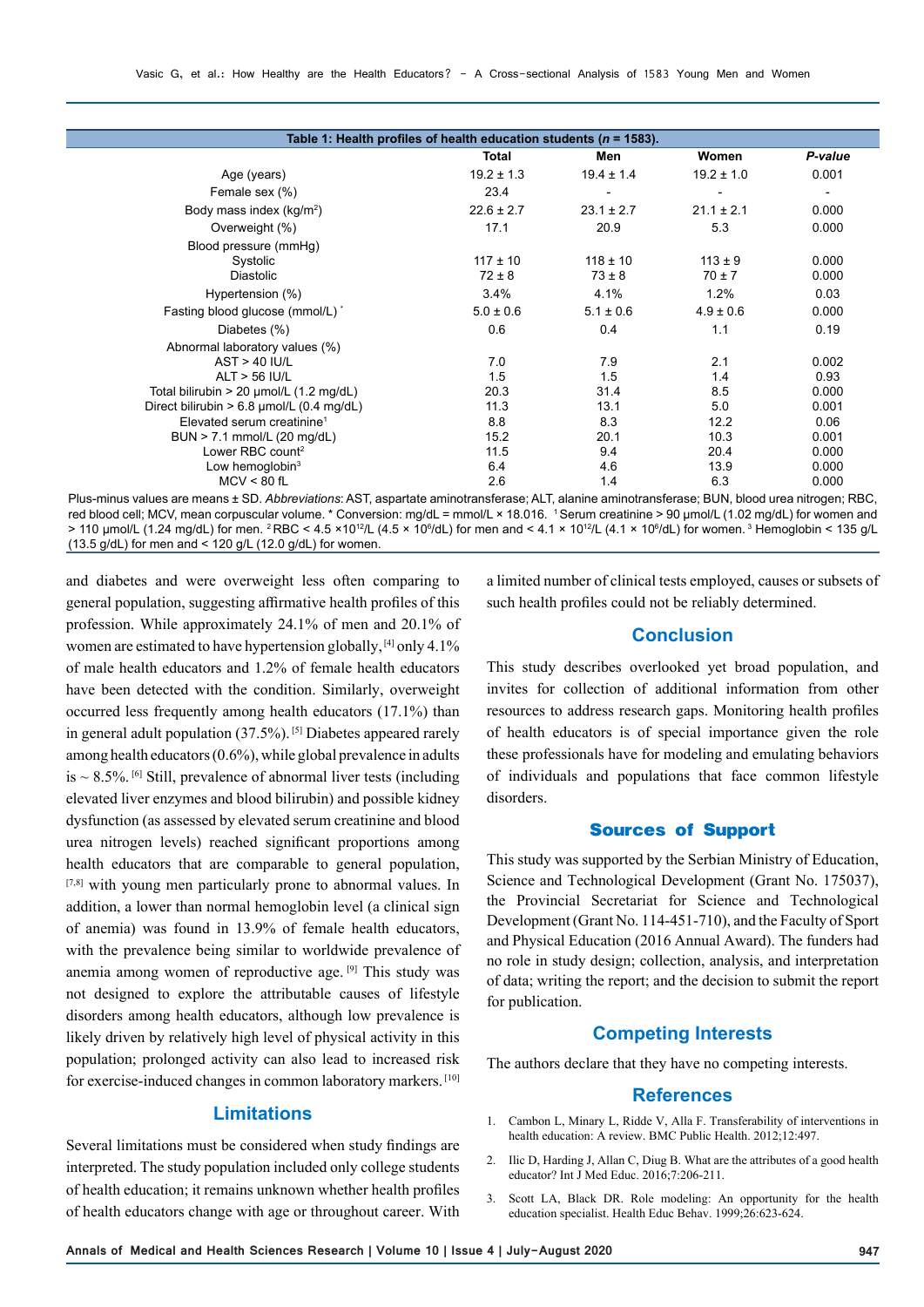**Table 1: Health profiles of health education students ($n$ = 1583).**

| | Total | Men | Women | *P-value* |
|---|---|---|---|---|
| Age (years) | 19.2 ± 1.3 | 19.4 ± 1.4 | 19.2 ± 1.0 | 0.001 |
| Female sex (%) | 23.4 | - | - | - |
| Body mass index (kg/m$^2$) | 22.6 ± 2.7 | 23.1 ± 2.7 | 21.1 ± 2.1 | 0.000 |
| Overweight (%) | 17.1 | 20.9 | 5.3 | 0.000 |
| Blood pressure (mmHg) | | | | |
| Systolic | 117 ± 10 | 118 ± 10 | 113 ± 9 | 0.000 |
| Diastolic | 72 ± 8 | 73 ± 8 | 70 ± 7 | 0.000 |
| Hypertension (%) | 3.4% | 4.1% | 1.2% | 0.03 |
| Fasting blood glucose (mmol/L) * | 5.0 ± 0.6 | 5.1 ± 0.6 | 4.9 ± 0.6 | 0.000 |
| Diabetes (%) | 0.6 | 0.4 | 1.1 | 0.19 |
| Abnormal laboratory values (%) | | | | |
| AST > 40 IU/L | 7.0 | 7.9 | 2.1 | 0.002 |
| ALT > 56 IU/L | 1.5 | 1.5 | 1.4 | 0.93 |
| Total bilirubin > 20 µmol/L (1.2 mg/dL) | 20.3 | 31.4 | 8.5 | 0.000 |
| Direct bilirubin > 6.8 µmol/L (0.4 mg/dL) | 11.3 | 13.1 | 5.0 | 0.001 |
| Elevated serum creatinine[1] | 8.8 | 8.3 | 12.2 | 0.06 |
| BUN > 7.1 mmol/L (20 mg/dL) | 15.2 | 20.1 | 10.3 | 0.001 |
| Lower RBC count[2] | 11.5 | 9.4 | 20.4 | 0.000 |
| Low hemoglobin[3] | 6.4 | 4.6 | 13.9 | 0.000 |
| MCV < 80 fL | 2.6 | 1.4 | 6.3 | 0.000 |

Plus-minus values are means ± SD. *Abbreviations*: AST, aspartate aminotransferase; ALT, alanine aminotransferase; BUN, blood urea nitrogen; RBC, red blood cell; MCV, mean corpuscular volume. * Conversion: mg/dL = mmol/L × 18.016. [1] Serum creatinine > 90 µmol/L (1.02 mg/dL) for women and > 110 µmol/L (1.24 mg/dL) for men. [2] RBC < 4.5 ×$10^{12}$/L (4.5 × $10^6$/dL) for men and < 4.1 × $10^{12}$/L (4.1 × $10^6$/dL) for women. [3] Hemoglobin < 135 g/L (13.5 g/dL) for men and < 120 g/L (12.0 g/dL) for women.

and diabetes and were overweight less often comparing to general population, suggesting affirmative health profiles of this profession. While approximately 24.1% of men and 20.1% of women are estimated to have hypertension globally,[4] only 4.1% of male health educators and 1.2% of female health educators have been detected with the condition. Similarly, overweight occurred less frequently among health educators (17.1%) than in general adult population (37.5%).[5] Diabetes appeared rarely among health educators (0.6%), while global prevalence in adults is ~ 8.5%.[6] Still, prevalence of abnormal liver tests (including elevated liver enzymes and blood bilirubin) and possible kidney dysfunction (as assessed by elevated serum creatinine and blood urea nitrogen levels) reached significant proportions among health educators that are comparable to general population,[7,8] with young men particularly prone to abnormal values. In addition, a lower than normal hemoglobin level (a clinical sign of anemia) was found in 13.9% of female health educators, with the prevalence being similar to worldwide prevalence of anemia among women of reproductive age.[9] This study was not designed to explore the attributable causes of lifestyle disorders among health educators, although low prevalence is likely driven by relatively high level of physical activity in this population; prolonged activity can also lead to increased risk for exercise-induced changes in common laboratory markers.[10]

## Limitations

Several limitations must be considered when study findings are interpreted. The study population included only college students of health education; it remains unknown whether health profiles of health educators change with age or throughout career. With a limited number of clinical tests employed, causes or subsets of such health profiles could not be reliably determined.

## Conclusion

This study describes overlooked yet broad population, and invites for collection of additional information from other resources to address research gaps. Monitoring health profiles of health educators is of special importance given the role these professionals have for modeling and emulating behaviors of individuals and populations that face common lifestyle disorders.

## Sources of Support

This study was supported by the Serbian Ministry of Education, Science and Technological Development (Grant No. 175037), the Provincial Secretariat for Science and Technological Development (Grant No. 114-451-710), and the Faculty of Sport and Physical Education (2016 Annual Award). The funders had no role in study design; collection, analysis, and interpretation of data; writing the report; and the decision to submit the report for publication.

## Competing Interests

The authors declare that they have no competing interests.

## References

1. Cambon L, Minary L, Ridde V, Alla F. Transferability of interventions in health education: A review. BMC Public Health. 2012;12:497.
2. Ilic D, Harding J, Allan C, Diug B. What are the attributes of a good health educator? Int J Med Educ. 2016;7:206-211.
3. Scott LA, Black DR. Role modeling: An opportunity for the health education specialist. Health Educ Behav. 1999;26:623-624.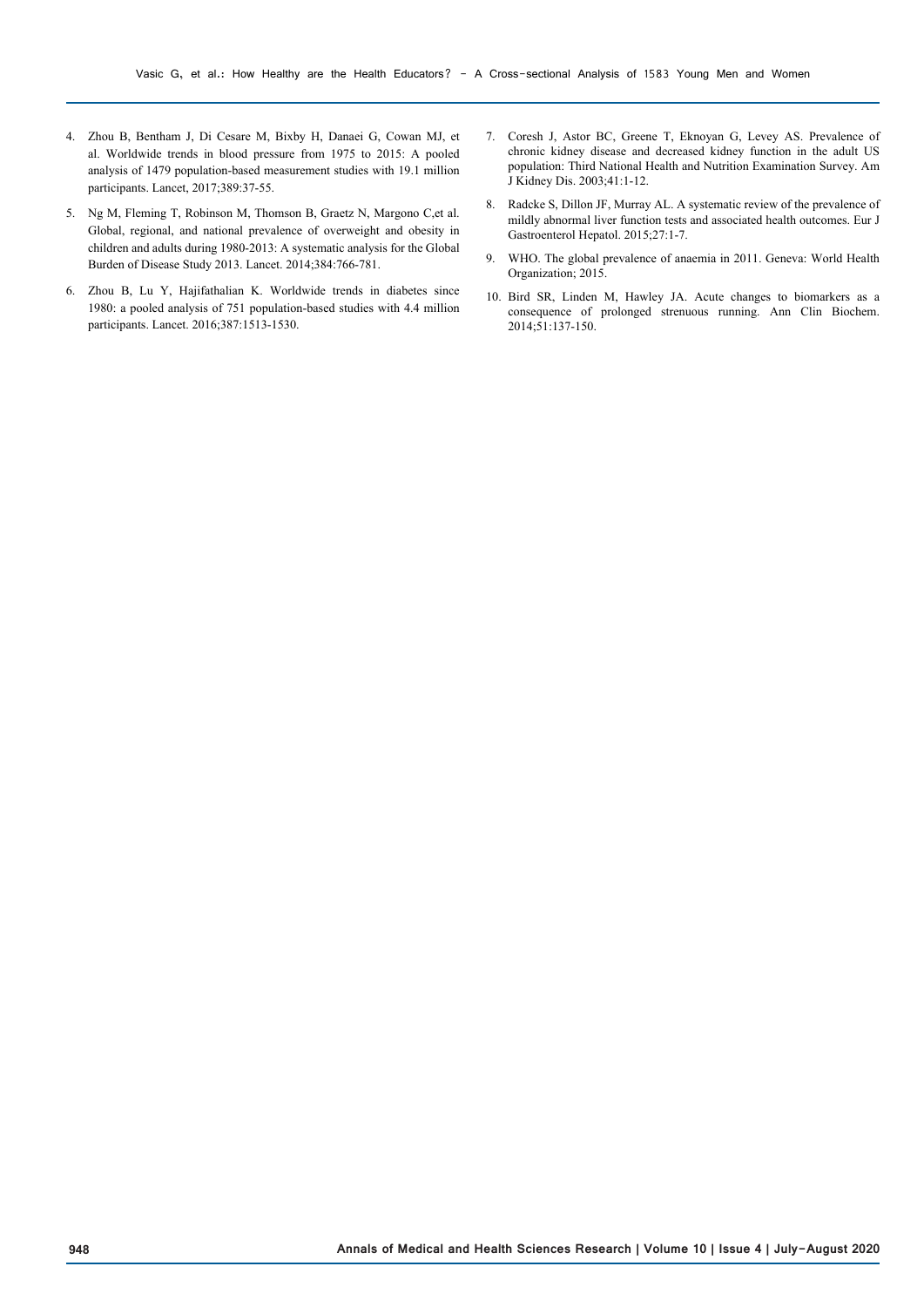4. Zhou B, Bentham J, Di Cesare M, Bixby H, Danaei G, Cowan MJ, et al. Worldwide trends in blood pressure from 1975 to 2015: A pooled analysis of 1479 population-based measurement studies with 19.1 million participants. Lancet, 2017;389:37-55.

5. Ng M, Fleming T, Robinson M, Thomson B, Graetz N, Margono C,et al. Global, regional, and national prevalence of overweight and obesity in children and adults during 1980-2013: A systematic analysis for the Global Burden of Disease Study 2013. Lancet. 2014;384:766-781.

6. Zhou B, Lu Y, Hajifathalian K. Worldwide trends in diabetes since 1980: a pooled analysis of 751 population-based studies with 4.4 million participants. Lancet. 2016;387:1513-1530.

7. Coresh J, Astor BC, Greene T, Eknoyan G, Levey AS. Prevalence of chronic kidney disease and decreased kidney function in the adult US population: Third National Health and Nutrition Examination Survey. Am J Kidney Dis. 2003;41:1-12.

8. Radcke S, Dillon JF, Murray AL. A systematic review of the prevalence of mildly abnormal liver function tests and associated health outcomes. Eur J Gastroenterol Hepatol. 2015;27:1-7.

9. WHO. The global prevalence of anaemia in 2011. Geneva: World Health Organization; 2015.

10. Bird SR, Linden M, Hawley JA. Acute changes to biomarkers as a consequence of prolonged strenuous running. Ann Clin Biochem. 2014;51:137-150.